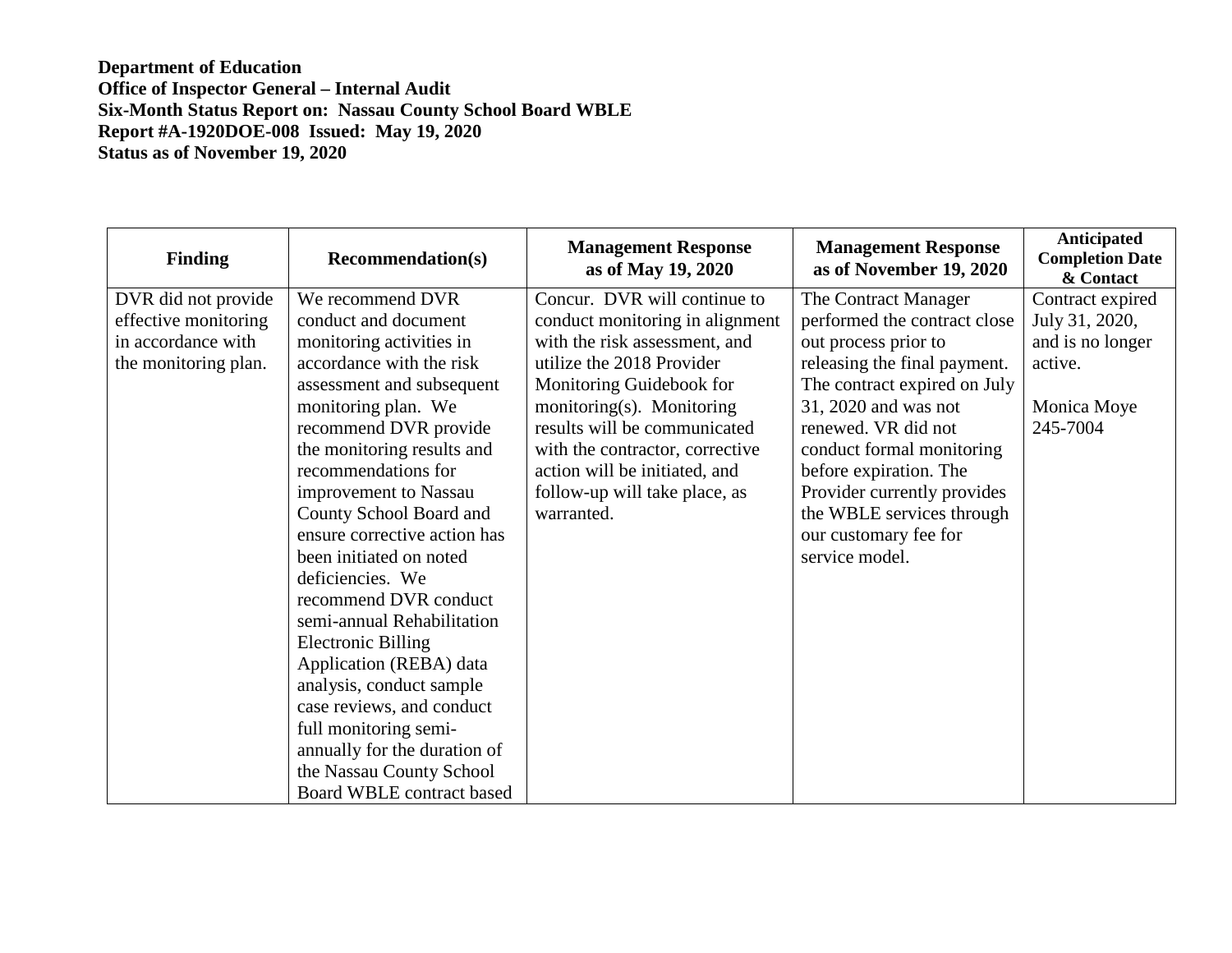**Department of Education**
**Office of Inspector General – Internal Audit**
**Six-Month Status Report on: Nassau County School Board WBLE**
**Report #A-1920DOE-008 Issued: May 19, 2020**
**Status as of November 19, 2020**

| Finding | Recommendation(s) | Management Response as of May 19, 2020 | Management Response as of November 19, 2020 | Anticipated Completion Date & Contact |
|---|---|---|---|---|
| DVR did not provide effective monitoring in accordance with the monitoring plan. | We recommend DVR conduct and document monitoring activities in accordance with the risk assessment and subsequent monitoring plan. We recommend DVR provide the monitoring results and recommendations for improvement to Nassau County School Board and ensure corrective action has been initiated on noted deficiencies. We recommend DVR conduct semi-annual Rehabilitation Electronic Billing Application (REBA) data analysis, conduct sample case reviews, and conduct full monitoring semi-annually for the duration of the Nassau County School Board WBLE contract based | Concur. DVR will continue to conduct monitoring in alignment with the risk assessment, and utilize the 2018 Provider Monitoring Guidebook for monitoring(s). Monitoring results will be communicated with the contractor, corrective action will be initiated, and follow-up will take place, as warranted. | The Contract Manager performed the contract close out process prior to releasing the final payment. The contract expired on July 31, 2020 and was not renewed. VR did not conduct formal monitoring before expiration. The Provider currently provides the WBLE services through our customary fee for service model. | Contract expired July 31, 2020, and is no longer active.<br><br>Monica Moye 245-7004 |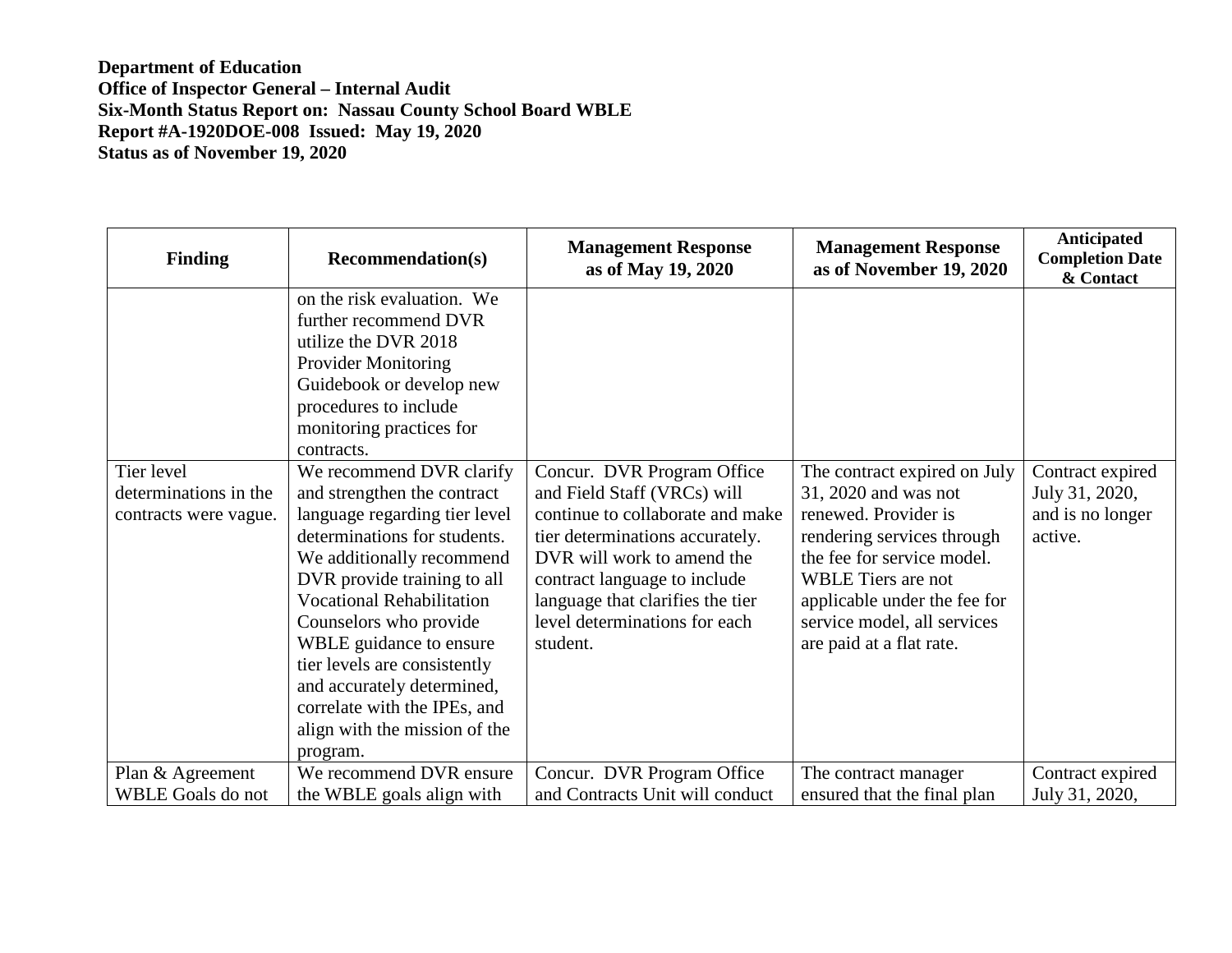**Department of Education**
**Office of Inspector General – Internal Audit**
**Six-Month Status Report on: Nassau County School Board WBLE**
**Report #A-1920DOE-008 Issued: May 19, 2020**
**Status as of November 19, 2020**

| Finding | Recommendation(s) | Management Response as of May 19, 2020 | Management Response as of November 19, 2020 | Anticipated Completion Date & Contact |
|---|---|---|---|---|
| | on the risk evaluation. We further recommend DVR utilize the DVR 2018 Provider Monitoring Guidebook or develop new procedures to include monitoring practices for contracts. | | | |
| Tier level determinations in the contracts were vague. | We recommend DVR clarify and strengthen the contract language regarding tier level determinations for students. We additionally recommend DVR provide training to all Vocational Rehabilitation Counselors who provide WBLE guidance to ensure tier levels are consistently and accurately determined, correlate with the IPEs, and align with the mission of the program. | Concur. DVR Program Office and Field Staff (VRCs) will continue to collaborate and make tier determinations accurately. DVR will work to amend the contract language to include language that clarifies the tier level determinations for each student. | The contract expired on July 31, 2020 and was not renewed. Provider is rendering services through the fee for service model. WBLE Tiers are not applicable under the fee for service model, all services are paid at a flat rate. | Contract expired July 31, 2020, and is no longer active. |
| Plan & Agreement WBLE Goals do not | We recommend DVR ensure the WBLE goals align with | Concur. DVR Program Office and Contracts Unit will conduct | The contract manager ensured that the final plan | Contract expired July 31, 2020, |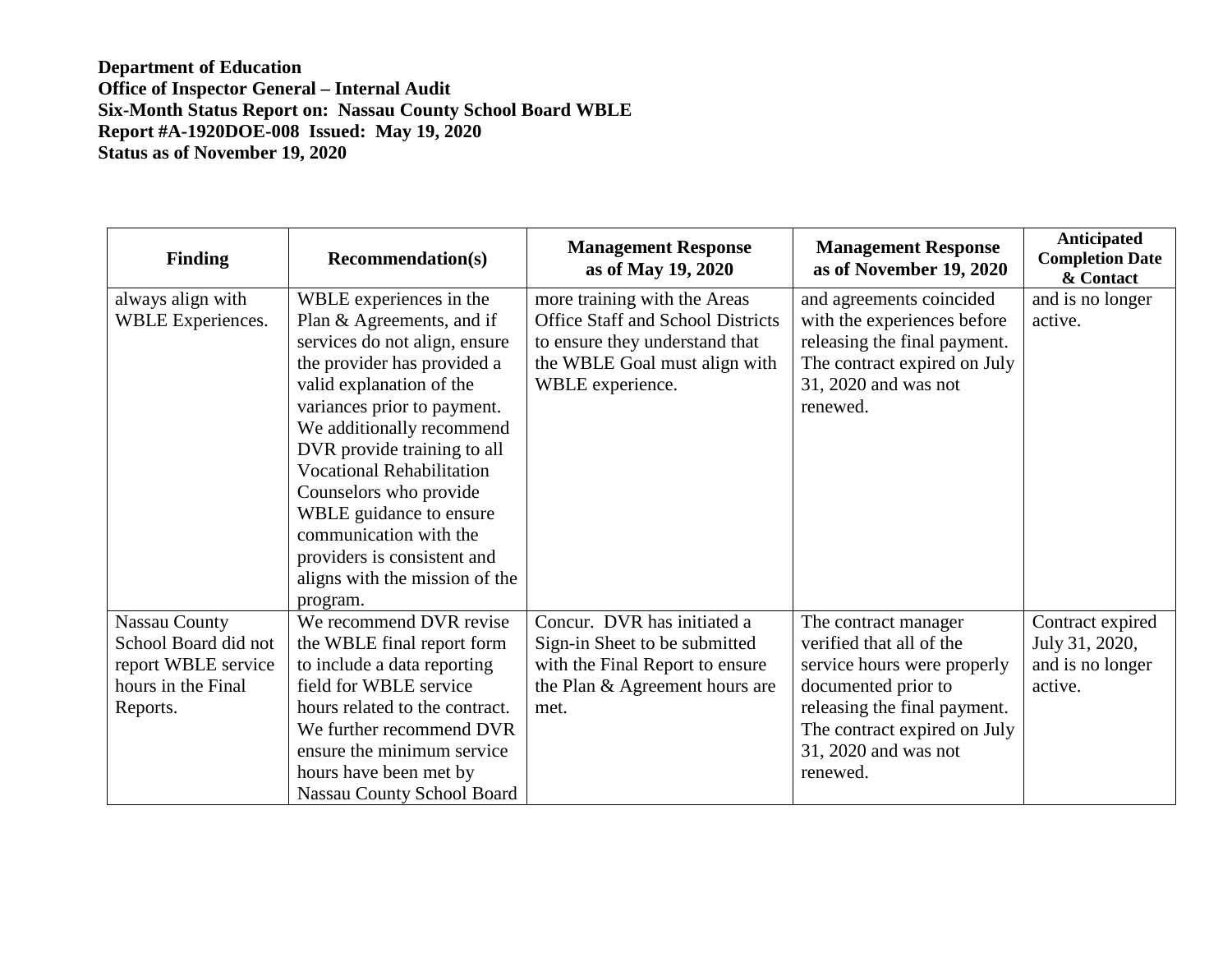**Department of Education**
**Office of Inspector General – Internal Audit**
**Six-Month Status Report on: Nassau County School Board WBLE**
**Report #A-1920DOE-008 Issued: May 19, 2020**
**Status as of November 19, 2020**

| Finding | Recommendation(s) | Management Response as of May 19, 2020 | Management Response as of November 19, 2020 | Anticipated Completion Date & Contact |
|---|---|---|---|---|
| always align with WBLE Experiences. | WBLE experiences in the Plan & Agreements, and if services do not align, ensure the provider has provided a valid explanation of the variances prior to payment. We additionally recommend DVR provide training to all Vocational Rehabilitation Counselors who provide WBLE guidance to ensure communication with the providers is consistent and aligns with the mission of the program. | more training with the Areas Office Staff and School Districts to ensure they understand that the WBLE Goal must align with WBLE experience. | and agreements coincided with the experiences before releasing the final payment. The contract expired on July 31, 2020 and was not renewed. | and is no longer active. |
| Nassau County School Board did not report WBLE service hours in the Final Reports. | We recommend DVR revise the WBLE final report form to include a data reporting field for WBLE service hours related to the contract. We further recommend DVR ensure the minimum service hours have been met by Nassau County School Board | Concur. DVR has initiated a Sign-in Sheet to be submitted with the Final Report to ensure the Plan & Agreement hours are met. | The contract manager verified that all of the service hours were properly documented prior to releasing the final payment. The contract expired on July 31, 2020 and was not renewed. | Contract expired July 31, 2020, and is no longer active. |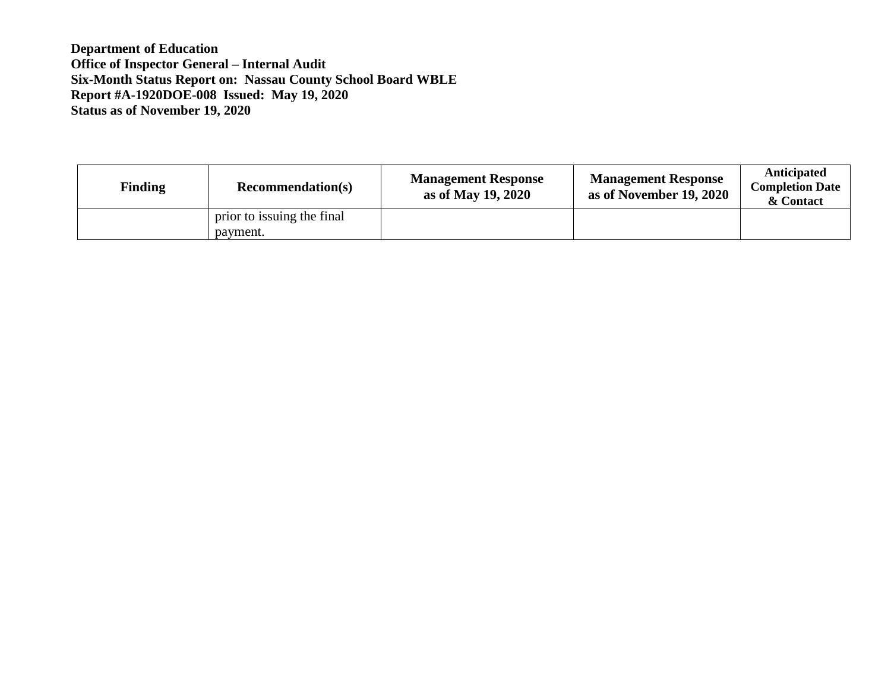**Department of Education**
**Office of Inspector General – Internal Audit**
**Six-Month Status Report on: Nassau County School Board WBLE**
**Report #A-1920DOE-008 Issued: May 19, 2020**
**Status as of November 19, 2020**

| Finding | Recommendation(s) | Management Response as of May 19, 2020 | Management Response as of November 19, 2020 | Anticipated Completion Date & Contact |
|---|---|---|---|---|
| | prior to issuing the final payment. | | | |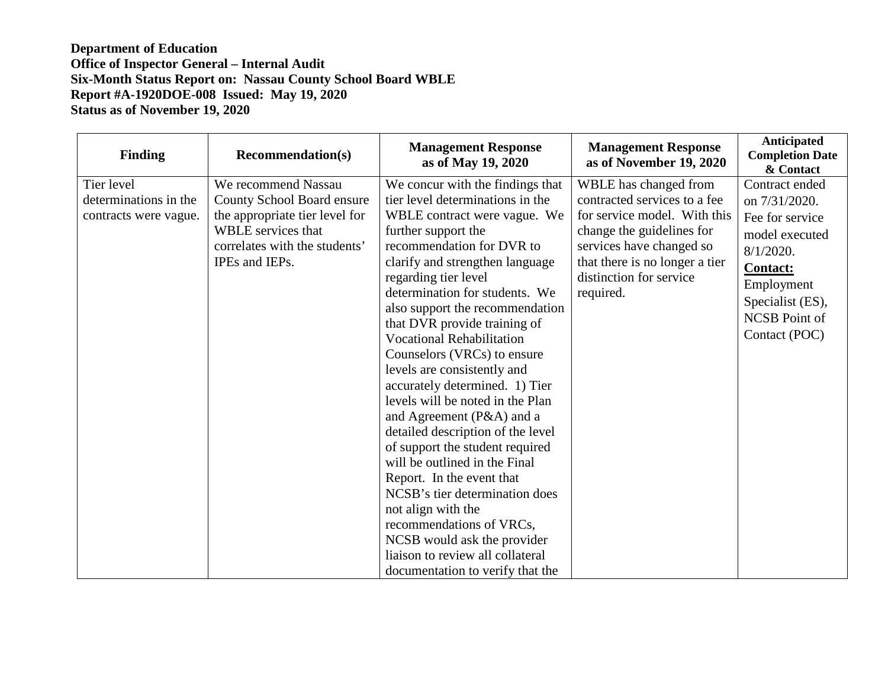**Department of Education**
**Office of Inspector General – Internal Audit**
**Six-Month Status Report on: Nassau County School Board WBLE**
**Report #A-1920DOE-008 Issued: May 19, 2020**
**Status as of November 19, 2020**

| Finding | Recommendation(s) | Management Response as of May 19, 2020 | Management Response as of November 19, 2020 | Anticipated Completion Date & Contact |
|---|---|---|---|---|
| Tier level determinations in the contracts were vague. | We recommend Nassau County School Board ensure the appropriate tier level for WBLE services that correlates with the students' IPEs and IEPs. | We concur with the findings that tier level determinations in the WBLE contract were vague. We further support the recommendation for DVR to clarify and strengthen language regarding tier level determination for students. We also support the recommendation that DVR provide training of Vocational Rehabilitation Counselors (VRCs) to ensure levels are consistently and accurately determined. 1) Tier levels will be noted in the Plan and Agreement (P&A) and a detailed description of the level of support the student required will be outlined in the Final Report. In the event that NCSB's tier determination does not align with the recommendations of VRCs, NCSB would ask the provider liaison to review all collateral documentation to verify that the | WBLE has changed from contracted services to a fee for service model. With this change the guidelines for services have changed so that there is no longer a tier distinction for service required. | Contract ended on 7/31/2020. Fee for service model executed 8/1/2020. **Contact:** Employment Specialist (ES), NCSB Point of Contact (POC) |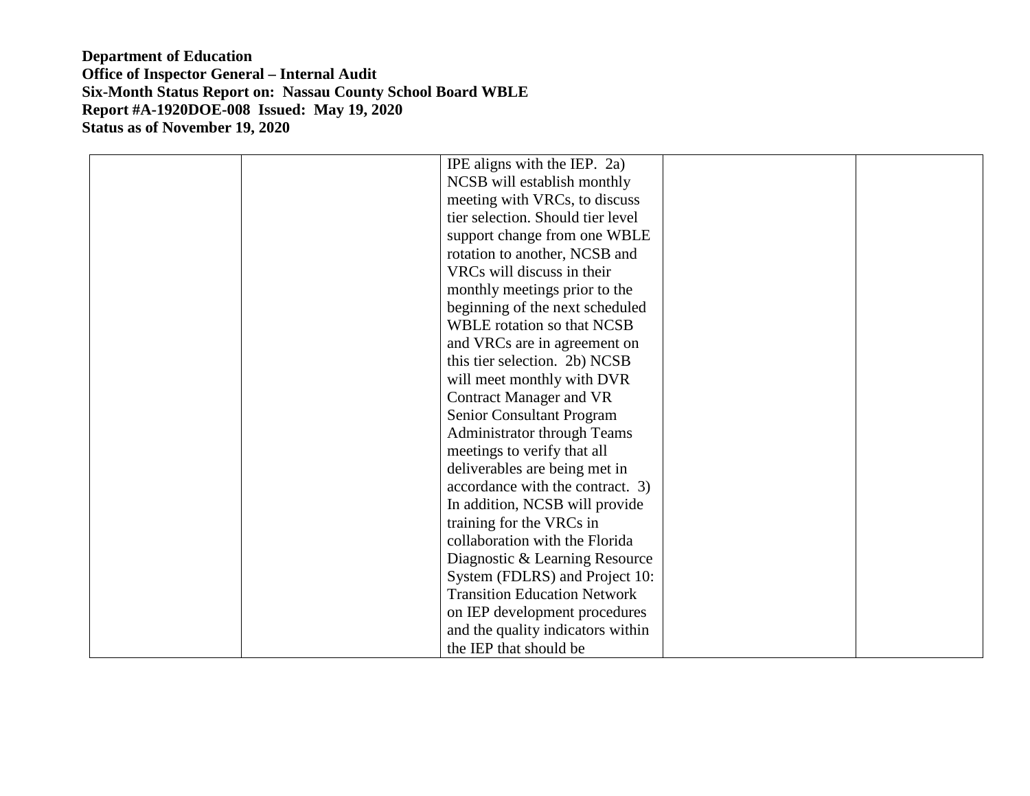**Department of Education**
**Office of Inspector General – Internal Audit**
**Six-Month Status Report on: Nassau County School Board WBLE**
**Report #A-1920DOE-008 Issued: May 19, 2020**
**Status as of November 19, 2020**

| | | | | |
|---|---|---|---|---|
| | | IPE aligns with the IEP. 2a) NCSB will establish monthly meeting with VRCs, to discuss tier selection. Should tier level support change from one WBLE rotation to another, NCSB and VRCs will discuss in their monthly meetings prior to the beginning of the next scheduled WBLE rotation so that NCSB and VRCs are in agreement on this tier selection. 2b) NCSB will meet monthly with DVR Contract Manager and VR Senior Consultant Program Administrator through Teams meetings to verify that all deliverables are being met in accordance with the contract. 3) In addition, NCSB will provide training for the VRCs in collaboration with the Florida Diagnostic & Learning Resource System (FDLRS) and Project 10: Transition Education Network on IEP development procedures and the quality indicators within the IEP that should be | | |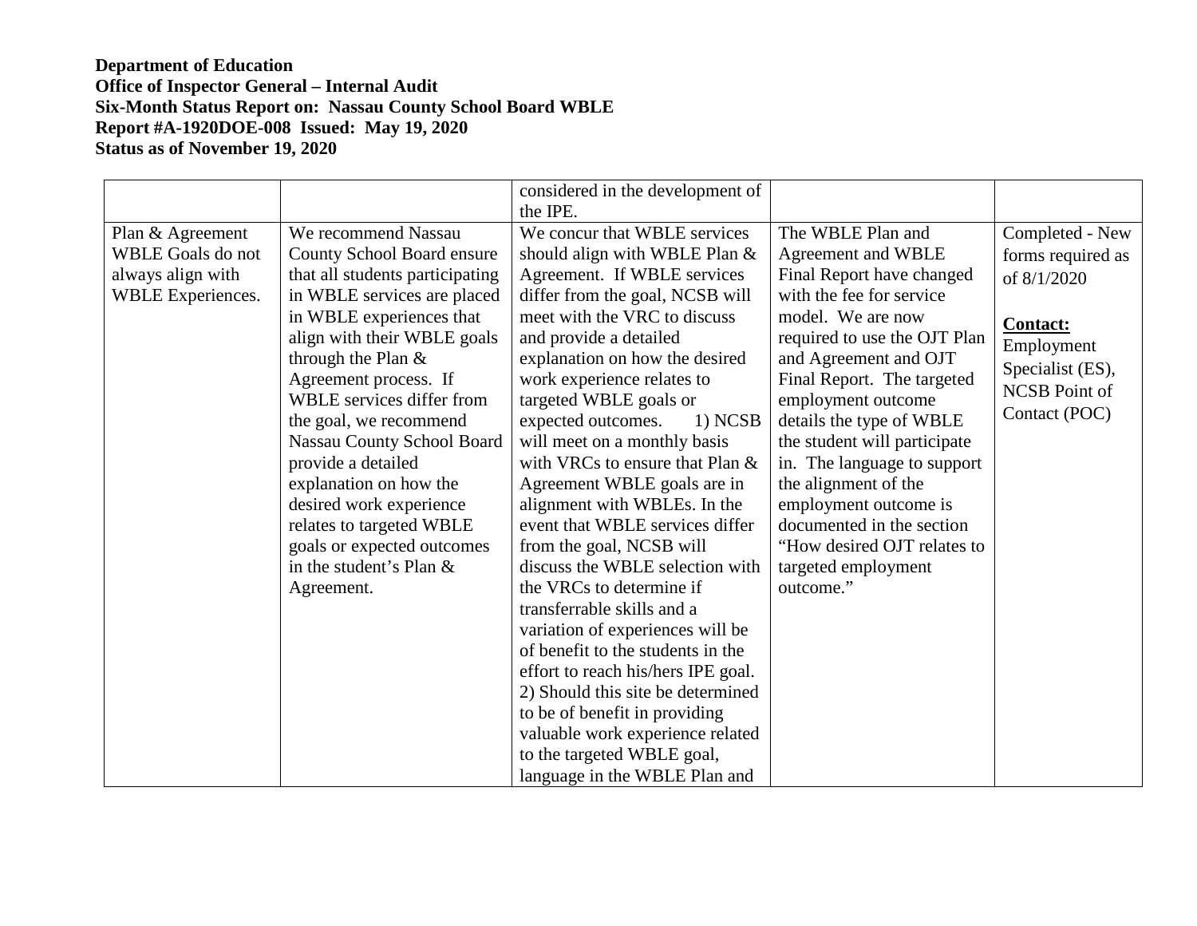**Department of Education**
**Office of Inspector General – Internal Audit**
**Six-Month Status Report on: Nassau County School Board WBLE**
**Report #A-1920DOE-008 Issued: May 19, 2020**
**Status as of November 19, 2020**

| | | | | |
|---|---|---|---|---|
| | | considered in the development of the IPE. | | |
| Plan & Agreement WBLE Goals do not always align with WBLE Experiences. | We recommend Nassau County School Board ensure that all students participating in WBLE services are placed in WBLE experiences that align with their WBLE goals through the Plan & Agreement process. If WBLE services differ from the goal, we recommend Nassau County School Board provide a detailed explanation on how the desired work experience relates to targeted WBLE goals or expected outcomes in the student's Plan & Agreement. | We concur that WBLE services should align with WBLE Plan & Agreement. If WBLE services differ from the goal, NCSB will meet with the VRC to discuss and provide a detailed explanation on how the desired work experience relates to targeted WBLE goals or expected outcomes. 1) NCSB will meet on a monthly basis with VRCs to ensure that Plan & Agreement WBLE goals are in alignment with WBLEs. In the event that WBLE services differ from the goal, NCSB will discuss the WBLE selection with the VRCs to determine if transferrable skills and a variation of experiences will be of benefit to the students in the effort to reach his/hers IPE goal. 2) Should this site be determined to be of benefit in providing valuable work experience related to the targeted WBLE goal, language in the WBLE Plan and | The WBLE Plan and Agreement and WBLE Final Report have changed with the fee for service model. We are now required to use the OJT Plan and Agreement and OJT Final Report. The targeted employment outcome details the type of WBLE the student will participate in. The language to support the alignment of the employment outcome is documented in the section "How desired OJT relates to targeted employment outcome." | Completed - New forms required as of 8/1/2020<br><br>**Contact:**<br>Employment Specialist (ES), NCSB Point of Contact (POC) |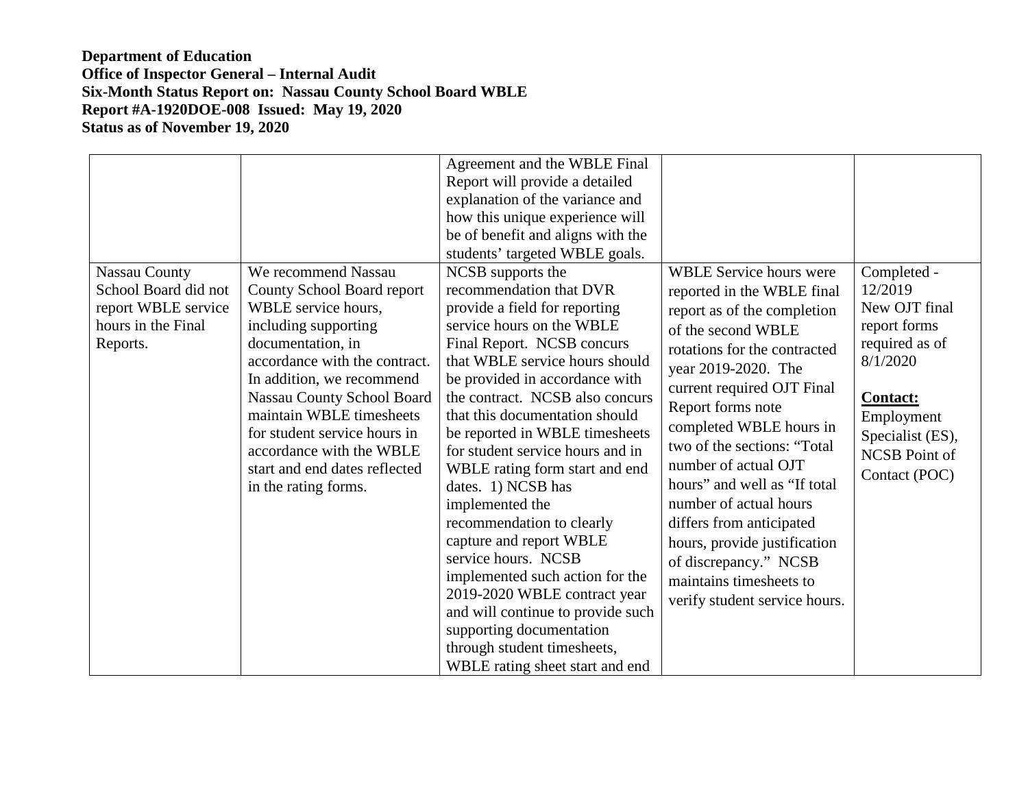**Department of Education**
**Office of Inspector General – Internal Audit**
**Six-Month Status Report on: Nassau County School Board WBLE**
**Report #A-1920DOE-008 Issued: May 19, 2020**
**Status as of November 19, 2020**

| | | | | |
|---|---|---|---|---|
| | | Agreement and the WBLE Final Report will provide a detailed explanation of the variance and how this unique experience will be of benefit and aligns with the students' targeted WBLE goals. | | |
| Nassau County School Board did not report WBLE service hours in the Final Reports. | We recommend Nassau County School Board report WBLE service hours, including supporting documentation, in accordance with the contract. In addition, we recommend Nassau County School Board maintain WBLE timesheets for student service hours in accordance with the WBLE start and end dates reflected in the rating forms. | NCSB supports the recommendation that DVR provide a field for reporting service hours on the WBLE Final Report. NCSB concurs that WBLE service hours should be provided in accordance with the contract. NCSB also concurs that this documentation should be reported in WBLE timesheets for student service hours and in WBLE rating form start and end dates. 1) NCSB has implemented the recommendation to clearly capture and report WBLE service hours. NCSB implemented such action for the 2019-2020 WBLE contract year and will continue to provide such supporting documentation through student timesheets, WBLE rating sheet start and end | WBLE Service hours were reported in the WBLE final report as of the completion of the second WBLE rotations for the contracted year 2019-2020. The current required OJT Final Report forms note completed WBLE hours in two of the sections: "Total number of actual OJT hours" and well as "If total number of actual hours differs from anticipated hours, provide justification of discrepancy." NCSB maintains timesheets to verify student service hours. | Completed - 12/2019<br>New OJT final report forms required as of 8/1/2020<br><br>**Contact:**<br>Employment Specialist (ES), NCSB Point of Contact (POC) |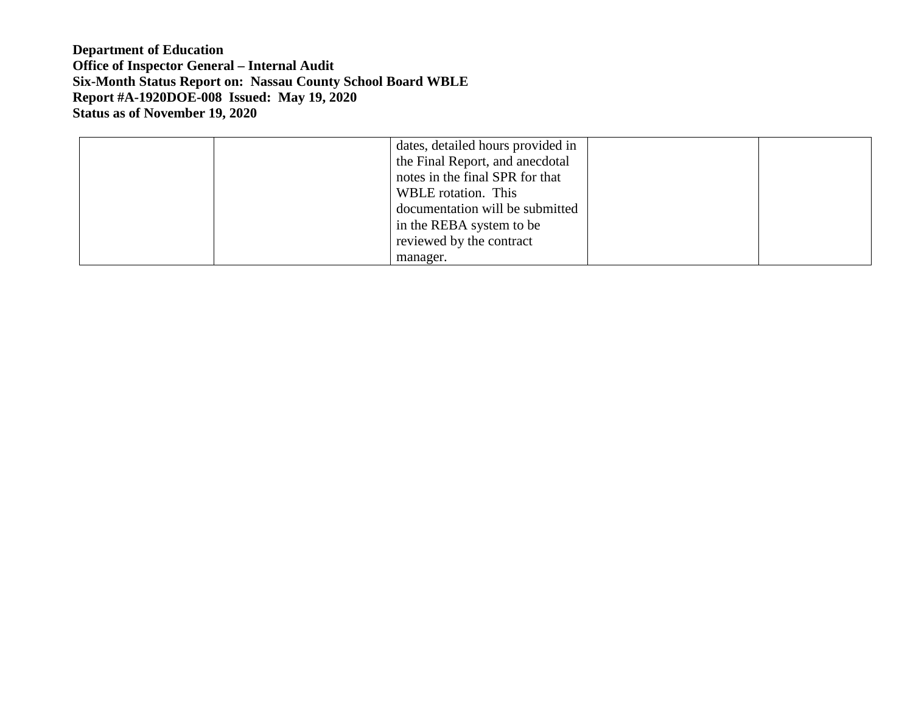| | | | | |
|---|---|---|---|---|
| | | dates, detailed hours provided in the Final Report, and anecdotal notes in the final SPR for that WBLE rotation. This documentation will be submitted in the REBA system to be reviewed by the contract manager. | | |